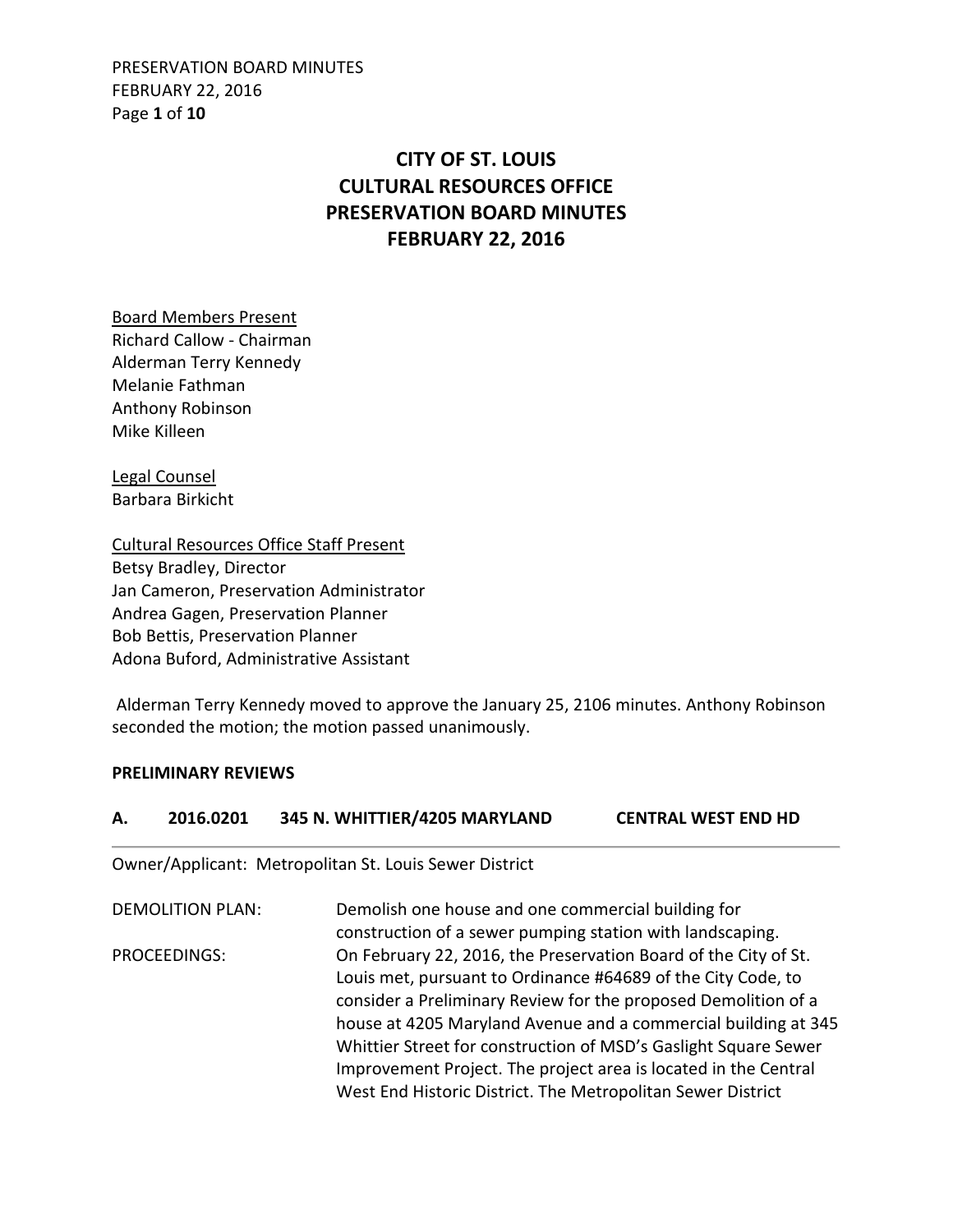# CITY OF ST. LOUIS
# CULTURAL RESOURCES OFFICE
# PRESERVATION BOARD MINUTES
# FEBRUARY 22, 2016

<u>Board Members Present</u>
Richard Callow - Chairman
Alderman Terry Kennedy
Melanie Fathman
Anthony Robinson
Mike Killeen

<u>Legal Counsel</u>
Barbara Birkicht

<u>Cultural Resources Office Staff Present</u>
Betsy Bradley, Director
Jan Cameron, Preservation Administrator
Andrea Gagen, Preservation Planner
Bob Bettis, Preservation Planner
Adona Buford, Administrative Assistant

Alderman Terry Kennedy moved to approve the January 25, 2106 minutes. Anthony Robinson seconded the motion; the motion passed unanimously.

**PRELIMINARY REVIEWS**

**A. 2016.0201 345 N. WHITTIER/4205 MARYLAND CENTRAL WEST END HD**

Owner/Applicant: Metropolitan St. Louis Sewer District

DEMOLITION PLAN: Demolish one house and one commercial building for construction of a sewer pumping station with landscaping.

PROCEEDINGS: On February 22, 2016, the Preservation Board of the City of St. Louis met, pursuant to Ordinance #64689 of the City Code, to consider a Preliminary Review for the proposed Demolition of a house at 4205 Maryland Avenue and a commercial building at 345 Whittier Street for construction of MSD's Gaslight Square Sewer Improvement Project. The project area is located in the Central West End Historic District. The Metropolitan Sewer District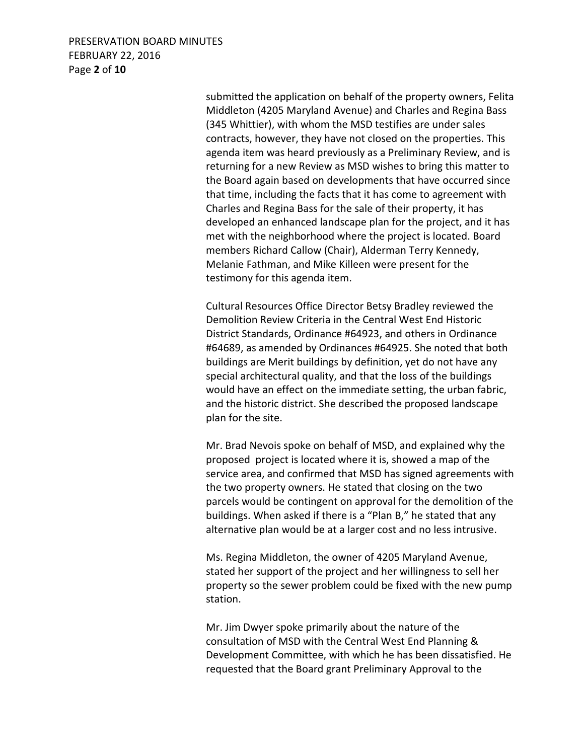submitted the application on behalf of the property owners, Felita Middleton (4205 Maryland Avenue) and Charles and Regina Bass (345 Whittier), with whom the MSD testifies are under sales contracts, however, they have not closed on the properties. This agenda item was heard previously as a Preliminary Review, and is returning for a new Review as MSD wishes to bring this matter to the Board again based on developments that have occurred since that time, including the facts that it has come to agreement with Charles and Regina Bass for the sale of their property, it has developed an enhanced landscape plan for the project, and it has met with the neighborhood where the project is located. Board members Richard Callow (Chair), Alderman Terry Kennedy, Melanie Fathman, and Mike Killeen were present for the testimony for this agenda item.

Cultural Resources Office Director Betsy Bradley reviewed the Demolition Review Criteria in the Central West End Historic District Standards, Ordinance #64923, and others in Ordinance #64689, as amended by Ordinances #64925. She noted that both buildings are Merit buildings by definition, yet do not have any special architectural quality, and that the loss of the buildings would have an effect on the immediate setting, the urban fabric, and the historic district. She described the proposed landscape plan for the site.

Mr. Brad Nevois spoke on behalf of MSD, and explained why the proposed project is located where it is, showed a map of the service area, and confirmed that MSD has signed agreements with the two property owners. He stated that closing on the two parcels would be contingent on approval for the demolition of the buildings. When asked if there is a "Plan B," he stated that any alternative plan would be at a larger cost and no less intrusive.

Ms. Regina Middleton, the owner of 4205 Maryland Avenue, stated her support of the project and her willingness to sell her property so the sewer problem could be fixed with the new pump station.

Mr. Jim Dwyer spoke primarily about the nature of the consultation of MSD with the Central West End Planning & Development Committee, with which he has been dissatisfied. He requested that the Board grant Preliminary Approval to the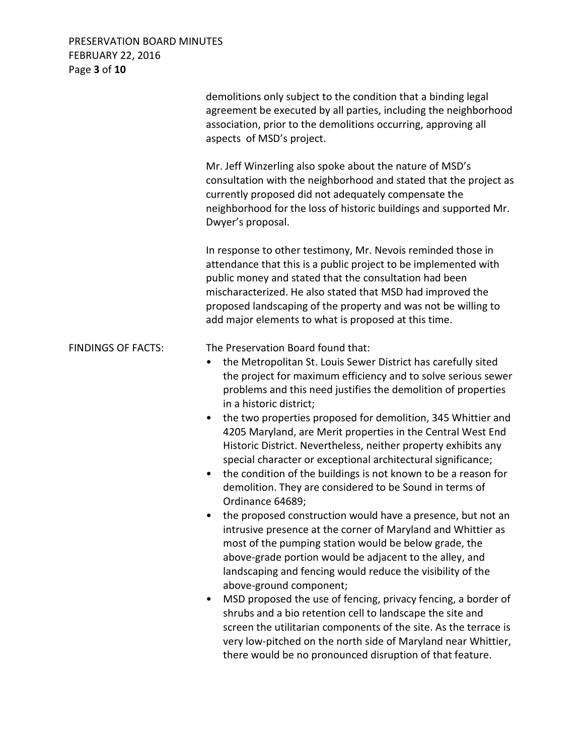demolitions only subject to the condition that a binding legal agreement be executed by all parties, including the neighborhood association, prior to the demolitions occurring, approving all aspects of MSD's project.

Mr. Jeff Winzerling also spoke about the nature of MSD's consultation with the neighborhood and stated that the project as currently proposed did not adequately compensate the neighborhood for the loss of historic buildings and supported Mr. Dwyer's proposal.

In response to other testimony, Mr. Nevois reminded those in attendance that this is a public project to be implemented with public money and stated that the consultation had been mischaracterized. He also stated that MSD had improved the proposed landscaping of the property and was not be willing to add major elements to what is proposed at this time.

FINDINGS OF FACTS: The Preservation Board found that:

- the Metropolitan St. Louis Sewer District has carefully sited the project for maximum efficiency and to solve serious sewer problems and this need justifies the demolition of properties in a historic district;
- the two properties proposed for demolition, 345 Whittier and 4205 Maryland, are Merit properties in the Central West End Historic District. Nevertheless, neither property exhibits any special character or exceptional architectural significance;
- the condition of the buildings is not known to be a reason for demolition. They are considered to be Sound in terms of Ordinance 64689;
- the proposed construction would have a presence, but not an intrusive presence at the corner of Maryland and Whittier as most of the pumping station would be below grade, the above-grade portion would be adjacent to the alley, and landscaping and fencing would reduce the visibility of the above-ground component;
- MSD proposed the use of fencing, privacy fencing, a border of shrubs and a bio retention cell to landscape the site and screen the utilitarian components of the site. As the terrace is very low-pitched on the north side of Maryland near Whittier, there would be no pronounced disruption of that feature.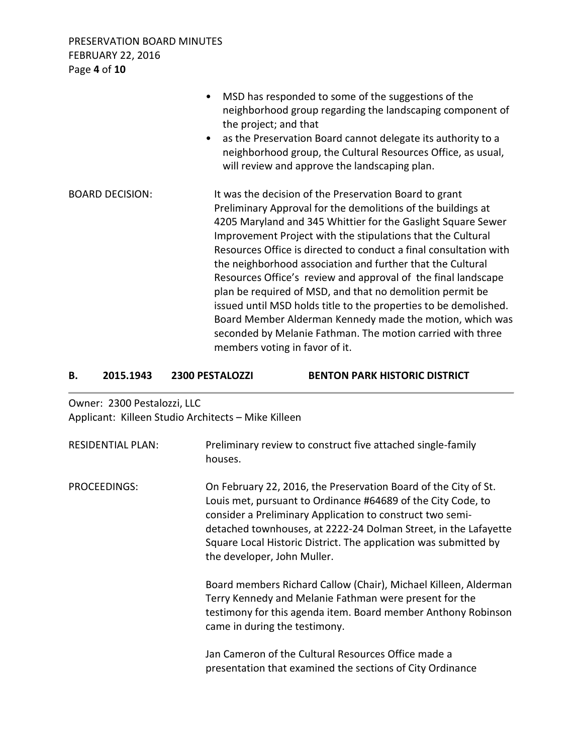- MSD has responded to some of the suggestions of the neighborhood group regarding the landscaping component of the project; and that
- as the Preservation Board cannot delegate its authority to a neighborhood group, the Cultural Resources Office, as usual, will review and approve the landscaping plan.

BOARD DECISION: It was the decision of the Preservation Board to grant Preliminary Approval for the demolitions of the buildings at 4205 Maryland and 345 Whittier for the Gaslight Square Sewer Improvement Project with the stipulations that the Cultural Resources Office is directed to conduct a final consultation with the neighborhood association and further that the Cultural Resources Office's review and approval of the final landscape plan be required of MSD, and that no demolition permit be issued until MSD holds title to the properties to be demolished. Board Member Alderman Kennedy made the motion, which was seconded by Melanie Fathman. The motion carried with three members voting in favor of it.

## B. 2015.1943 2300 PESTALOZZI BENTON PARK HISTORIC DISTRICT

Owner: 2300 Pestalozzi, LLC
Applicant: Killeen Studio Architects – Mike Killeen

RESIDENTIAL PLAN: Preliminary review to construct five attached single-family houses.

PROCEEDINGS: On February 22, 2016, the Preservation Board of the City of St. Louis met, pursuant to Ordinance #64689 of the City Code, to consider a Preliminary Application to construct two semi-detached townhouses, at 2222-24 Dolman Street, in the Lafayette Square Local Historic District. The application was submitted by the developer, John Muller.

Board members Richard Callow (Chair), Michael Killeen, Alderman Terry Kennedy and Melanie Fathman were present for the testimony for this agenda item. Board member Anthony Robinson came in during the testimony.

Jan Cameron of the Cultural Resources Office made a presentation that examined the sections of City Ordinance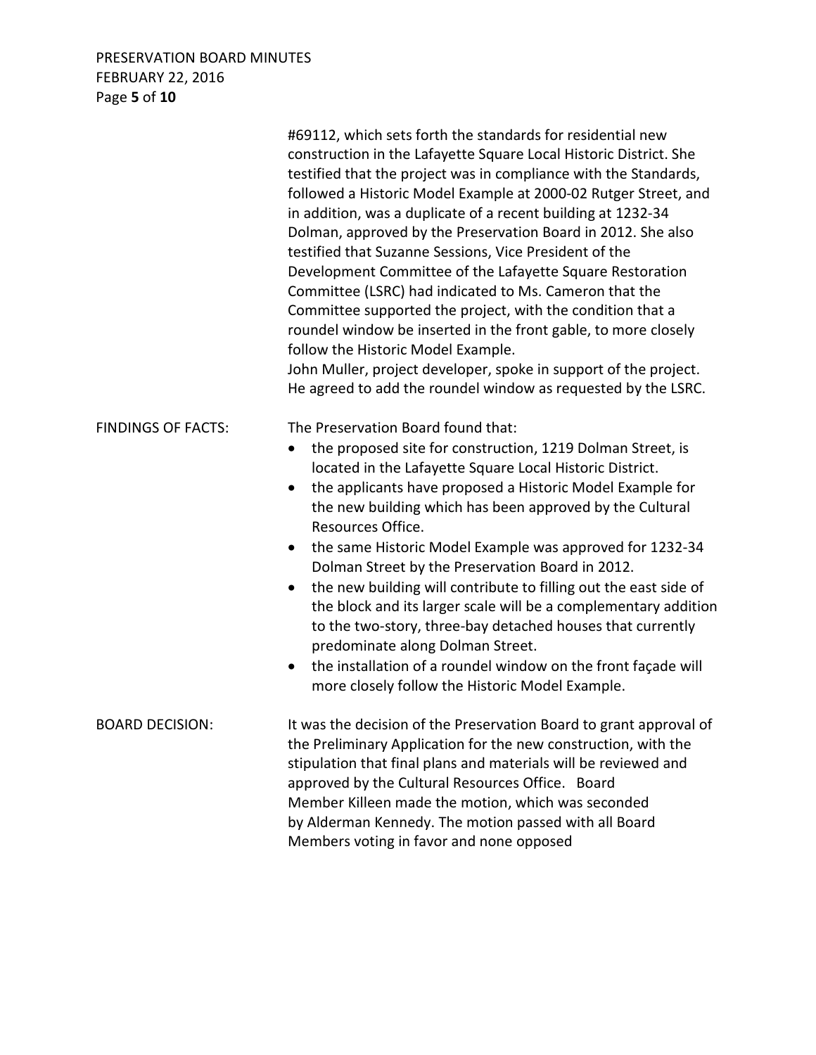#69112, which sets forth the standards for residential new construction in the Lafayette Square Local Historic District. She testified that the project was in compliance with the Standards, followed a Historic Model Example at 2000-02 Rutger Street, and in addition, was a duplicate of a recent building at 1232-34 Dolman, approved by the Preservation Board in 2012. She also testified that Suzanne Sessions, Vice President of the Development Committee of the Lafayette Square Restoration Committee (LSRC) had indicated to Ms. Cameron that the Committee supported the project, with the condition that a roundel window be inserted in the front gable, to more closely follow the Historic Model Example.

John Muller, project developer, spoke in support of the project. He agreed to add the roundel window as requested by the LSRC.

**FINDINGS OF FACTS:**

The Preservation Board found that:

- the proposed site for construction, 1219 Dolman Street, is located in the Lafayette Square Local Historic District.
- the applicants have proposed a Historic Model Example for the new building which has been approved by the Cultural Resources Office.
- the same Historic Model Example was approved for 1232-34 Dolman Street by the Preservation Board in 2012.
- the new building will contribute to filling out the east side of the block and its larger scale will be a complementary addition to the two-story, three-bay detached houses that currently predominate along Dolman Street.
- the installation of a roundel window on the front façade will more closely follow the Historic Model Example.

**BOARD DECISION:**

It was the decision of the Preservation Board to grant approval of the Preliminary Application for the new construction, with the stipulation that final plans and materials will be reviewed and approved by the Cultural Resources Office. Board Member Killeen made the motion, which was seconded by Alderman Kennedy. The motion passed with all Board Members voting in favor and none opposed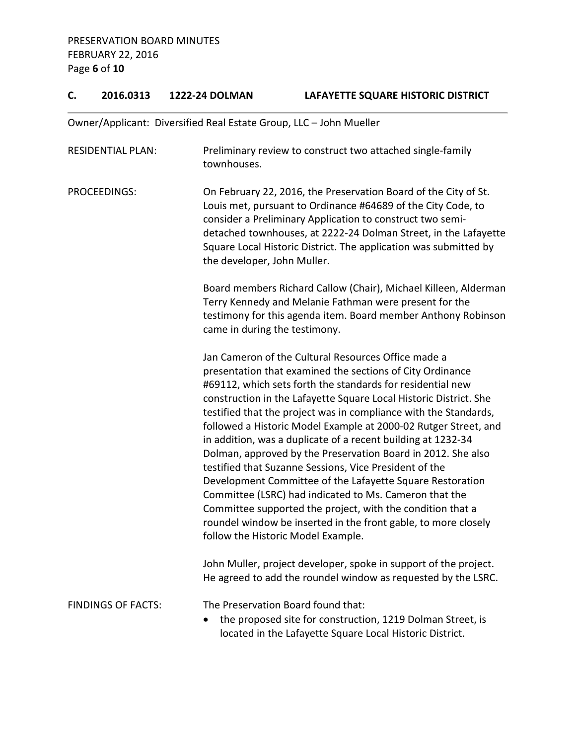**C. 2016.0313 1222-24 DOLMAN LAFAYETTE SQUARE HISTORIC DISTRICT**

Owner/Applicant: Diversified Real Estate Group, LLC – John Mueller

RESIDENTIAL PLAN: Preliminary review to construct two attached single-family townhouses.

PROCEEDINGS: On February 22, 2016, the Preservation Board of the City of St. Louis met, pursuant to Ordinance #64689 of the City Code, to consider a Preliminary Application to construct two semi-detached townhouses, at 2222-24 Dolman Street, in the Lafayette Square Local Historic District. The application was submitted by the developer, John Muller.

Board members Richard Callow (Chair), Michael Killeen, Alderman Terry Kennedy and Melanie Fathman were present for the testimony for this agenda item. Board member Anthony Robinson came in during the testimony.

Jan Cameron of the Cultural Resources Office made a presentation that examined the sections of City Ordinance #69112, which sets forth the standards for residential new construction in the Lafayette Square Local Historic District. She testified that the project was in compliance with the Standards, followed a Historic Model Example at 2000-02 Rutger Street, and in addition, was a duplicate of a recent building at 1232-34 Dolman, approved by the Preservation Board in 2012. She also testified that Suzanne Sessions, Vice President of the Development Committee of the Lafayette Square Restoration Committee (LSRC) had indicated to Ms. Cameron that the Committee supported the project, with the condition that a roundel window be inserted in the front gable, to more closely follow the Historic Model Example.

John Muller, project developer, spoke in support of the project. He agreed to add the roundel window as requested by the LSRC.

FINDINGS OF FACTS: The Preservation Board found that:

- the proposed site for construction, 1219 Dolman Street, is located in the Lafayette Square Local Historic District.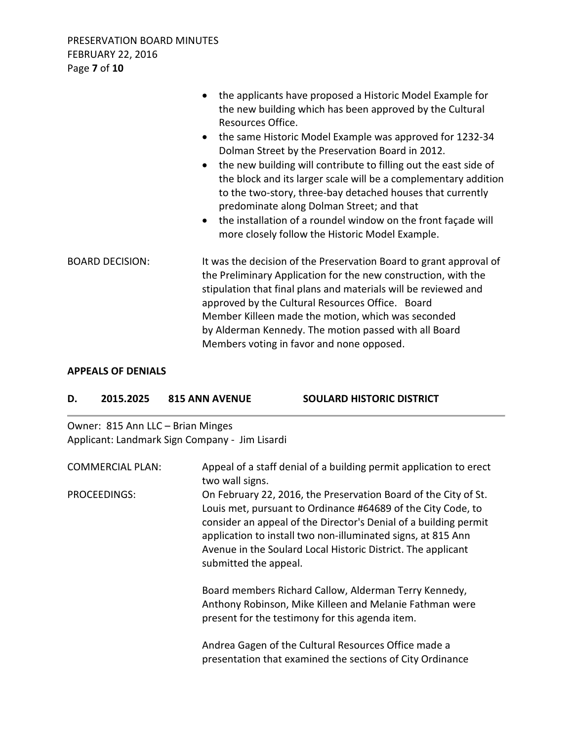- the applicants have proposed a Historic Model Example for the new building which has been approved by the Cultural Resources Office.
- the same Historic Model Example was approved for 1232-34 Dolman Street by the Preservation Board in 2012.
- the new building will contribute to filling out the east side of the block and its larger scale will be a complementary addition to the two-story, three-bay detached houses that currently predominate along Dolman Street; and that
- the installation of a roundel window on the front façade will more closely follow the Historic Model Example.

BOARD DECISION: It was the decision of the Preservation Board to grant approval of the Preliminary Application for the new construction, with the stipulation that final plans and materials will be reviewed and approved by the Cultural Resources Office. Board Member Killeen made the motion, which was seconded by Alderman Kennedy. The motion passed with all Board Members voting in favor and none opposed.

**APPEALS OF DENIALS**

## D. 2015.2025 815 ANN AVENUE SOULARD HISTORIC DISTRICT

Owner: 815 Ann LLC – Brian Minges
Applicant: Landmark Sign Company - Jim Lisardi

COMMERCIAL PLAN: Appeal of a staff denial of a building permit application to erect two wall signs.

PROCEEDINGS: On February 22, 2016, the Preservation Board of the City of St. Louis met, pursuant to Ordinance #64689 of the City Code, to consider an appeal of the Director's Denial of a building permit application to install two non-illuminated signs, at 815 Ann Avenue in the Soulard Local Historic District. The applicant submitted the appeal.

Board members Richard Callow, Alderman Terry Kennedy, Anthony Robinson, Mike Killeen and Melanie Fathman were present for the testimony for this agenda item.

Andrea Gagen of the Cultural Resources Office made a presentation that examined the sections of City Ordinance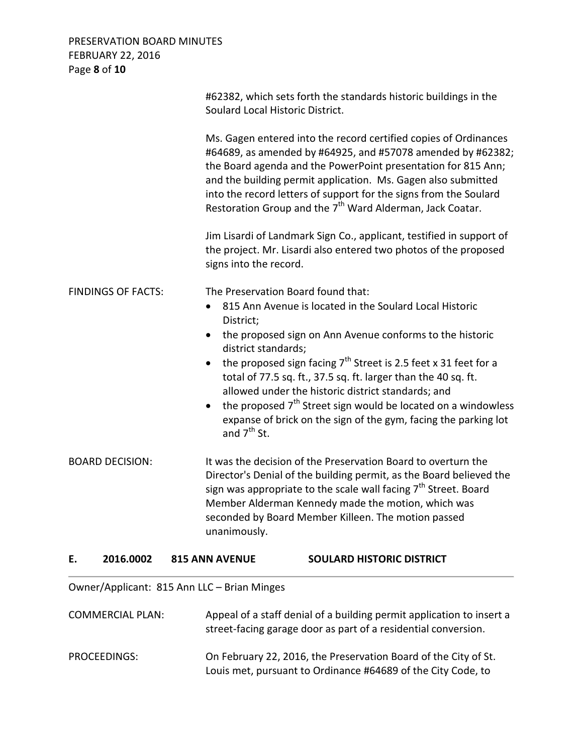#62382, which sets forth the standards historic buildings in the Soulard Local Historic District.

Ms. Gagen entered into the record certified copies of Ordinances #64689, as amended by #64925, and #57078 amended by #62382; the Board agenda and the PowerPoint presentation for 815 Ann; and the building permit application. Ms. Gagen also submitted into the record letters of support for the signs from the Soulard Restoration Group and the 7th Ward Alderman, Jack Coatar.

Jim Lisardi of Landmark Sign Co., applicant, testified in support of the project. Mr. Lisardi also entered two photos of the proposed signs into the record.

FINDINGS OF FACTS: The Preservation Board found that:

- 815 Ann Avenue is located in the Soulard Local Historic District;
- the proposed sign on Ann Avenue conforms to the historic district standards;
- the proposed sign facing 7th Street is 2.5 feet x 31 feet for a total of 77.5 sq. ft., 37.5 sq. ft. larger than the 40 sq. ft. allowed under the historic district standards; and
- the proposed 7th Street sign would be located on a windowless expanse of brick on the sign of the gym, facing the parking lot and 7th St.

BOARD DECISION: It was the decision of the Preservation Board to overturn the Director's Denial of the building permit, as the Board believed the sign was appropriate to the scale wall facing 7th Street. Board Member Alderman Kennedy made the motion, which was seconded by Board Member Killeen. The motion passed unanimously.

## E. 2016.0002 815 ANN AVENUE SOULARD HISTORIC DISTRICT

Owner/Applicant: 815 Ann LLC – Brian Minges

COMMERCIAL PLAN: Appeal of a staff denial of a building permit application to insert a street-facing garage door as part of a residential conversion.

PROCEEDINGS: On February 22, 2016, the Preservation Board of the City of St. Louis met, pursuant to Ordinance #64689 of the City Code, to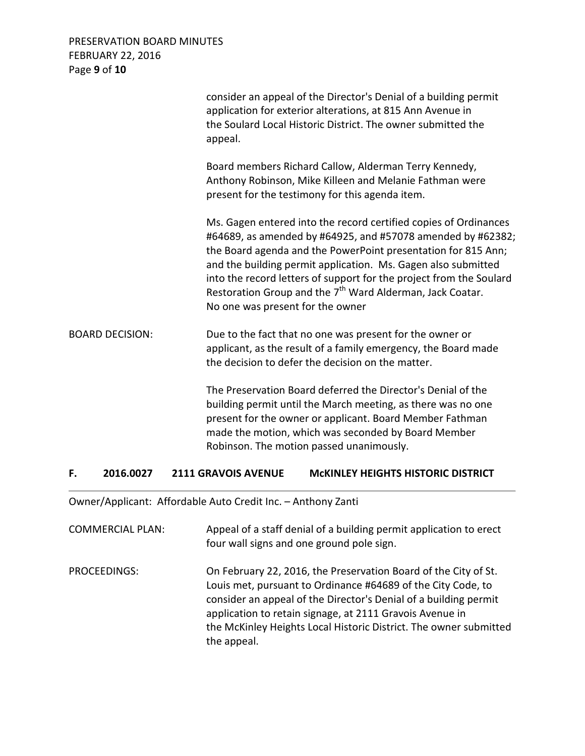consider an appeal of the Director's Denial of a building permit application for exterior alterations, at 815 Ann Avenue in the Soulard Local Historic District. The owner submitted the appeal.

Board members Richard Callow, Alderman Terry Kennedy, Anthony Robinson, Mike Killeen and Melanie Fathman were present for the testimony for this agenda item.

Ms. Gagen entered into the record certified copies of Ordinances #64689, as amended by #64925, and #57078 amended by #62382; the Board agenda and the PowerPoint presentation for 815 Ann; and the building permit application. Ms. Gagen also submitted into the record letters of support for the project from the Soulard Restoration Group and the 7th Ward Alderman, Jack Coatar. No one was present for the owner

BOARD DECISION: Due to the fact that no one was present for the owner or applicant, as the result of a family emergency, the Board made the decision to defer the decision on the matter.

The Preservation Board deferred the Director's Denial of the building permit until the March meeting, as there was no one present for the owner or applicant. Board Member Fathman made the motion, which was seconded by Board Member Robinson. The motion passed unanimously.

## F. 2016.0027 2111 GRAVOIS AVENUE McKINLEY HEIGHTS HISTORIC DISTRICT

Owner/Applicant: Affordable Auto Credit Inc. – Anthony Zanti

COMMERCIAL PLAN: Appeal of a staff denial of a building permit application to erect four wall signs and one ground pole sign.

PROCEEDINGS: On February 22, 2016, the Preservation Board of the City of St. Louis met, pursuant to Ordinance #64689 of the City Code, to consider an appeal of the Director's Denial of a building permit application to retain signage, at 2111 Gravois Avenue in the McKinley Heights Local Historic District. The owner submitted the appeal.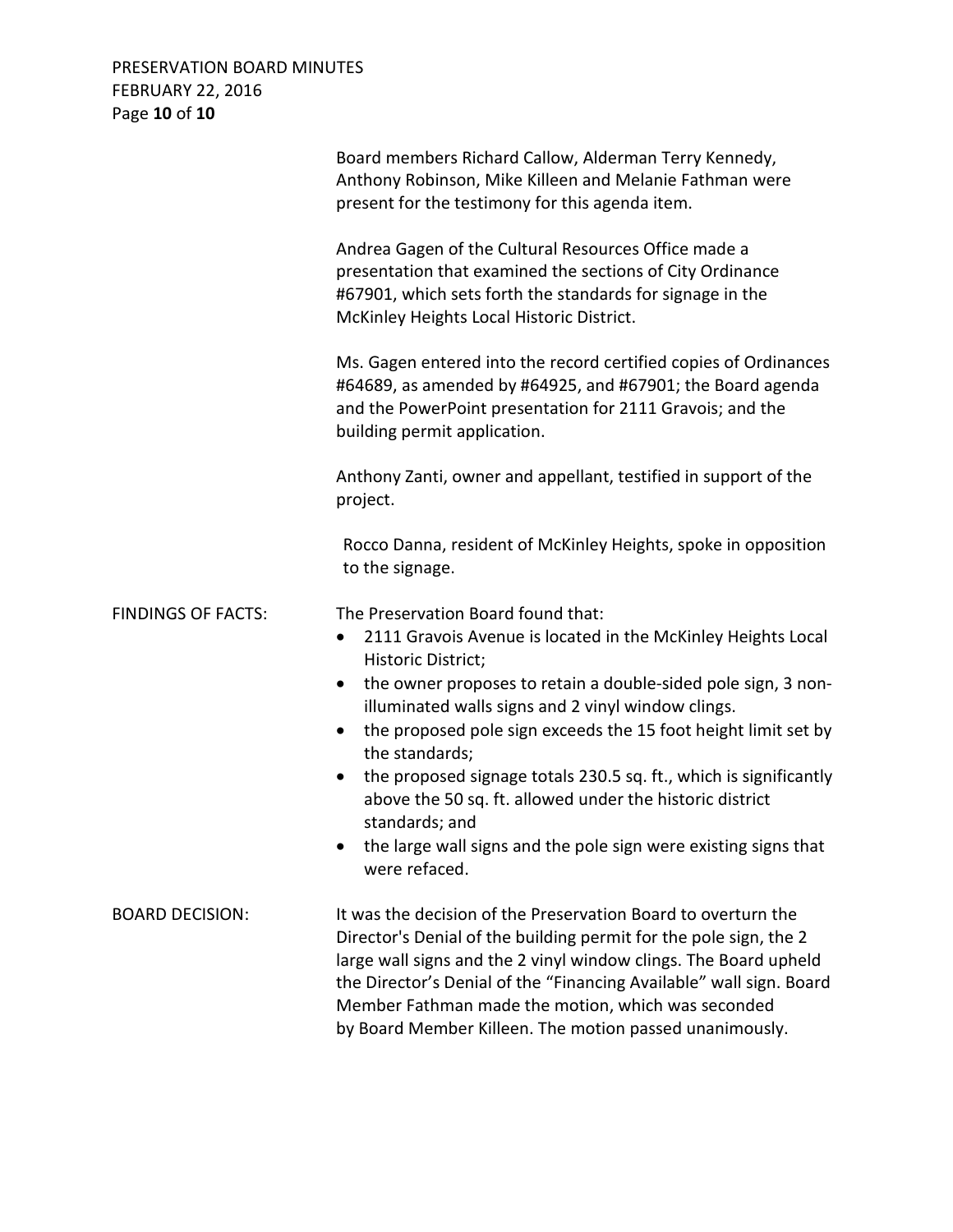Board members Richard Callow, Alderman Terry Kennedy, Anthony Robinson, Mike Killeen and Melanie Fathman were present for the testimony for this agenda item.

Andrea Gagen of the Cultural Resources Office made a presentation that examined the sections of City Ordinance #67901, which sets forth the standards for signage in the McKinley Heights Local Historic District.

Ms. Gagen entered into the record certified copies of Ordinances #64689, as amended by #64925, and #67901; the Board agenda and the PowerPoint presentation for 2111 Gravois; and the building permit application.

Anthony Zanti, owner and appellant, testified in support of the project.

Rocco Danna, resident of McKinley Heights, spoke in opposition to the signage.

**FINDINGS OF FACTS:**

The Preservation Board found that:

- 2111 Gravois Avenue is located in the McKinley Heights Local Historic District;
- the owner proposes to retain a double-sided pole sign, 3 non-illuminated walls signs and 2 vinyl window clings.
- the proposed pole sign exceeds the 15 foot height limit set by the standards;
- the proposed signage totals 230.5 sq. ft., which is significantly above the 50 sq. ft. allowed under the historic district standards; and
- the large wall signs and the pole sign were existing signs that were refaced.

**BOARD DECISION:**

It was the decision of the Preservation Board to overturn the Director's Denial of the building permit for the pole sign, the 2 large wall signs and the 2 vinyl window clings. The Board upheld the Director's Denial of the "Financing Available" wall sign. Board Member Fathman made the motion, which was seconded by Board Member Killeen. The motion passed unanimously.